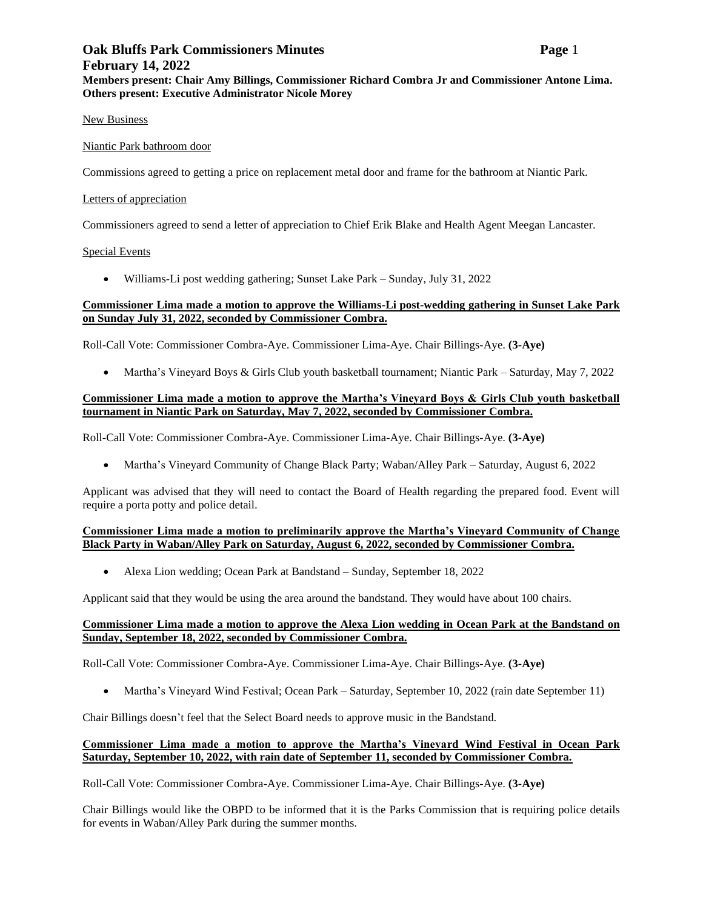# Oak Bluffs Park Commissioners Minutes

**February 14, 2022**

**Members present: Chair Amy Billings, Commissioner Richard Combra Jr and Commissioner Antone Lima. Others present: Executive Administrator Nicole Morey**

New Business

Niantic Park bathroom door

Commissions agreed to getting a price on replacement metal door and frame for the bathroom at Niantic Park.

Letters of appreciation

Commissioners agreed to send a letter of appreciation to Chief Erik Blake and Health Agent Meegan Lancaster.

Special Events

- Williams-Li post wedding gathering; Sunset Lake Park – Sunday, July 31, 2022

**Commissioner Lima made a motion to approve the Williams-Li post-wedding gathering in Sunset Lake Park on Sunday July 31, 2022, seconded by Commissioner Combra.**

Roll-Call Vote: Commissioner Combra-Aye. Commissioner Lima-Aye. Chair Billings-Aye. **(3-Aye)**

- Martha's Vineyard Boys & Girls Club youth basketball tournament; Niantic Park – Saturday, May 7, 2022

**Commissioner Lima made a motion to approve the Martha's Vineyard Boys & Girls Club youth basketball tournament in Niantic Park on Saturday, May 7, 2022, seconded by Commissioner Combra.**

Roll-Call Vote: Commissioner Combra-Aye. Commissioner Lima-Aye. Chair Billings-Aye. **(3-Aye)**

- Martha's Vineyard Community of Change Black Party; Waban/Alley Park – Saturday, August 6, 2022

Applicant was advised that they will need to contact the Board of Health regarding the prepared food. Event will require a porta potty and police detail.

**Commissioner Lima made a motion to preliminarily approve the Martha's Vineyard Community of Change Black Party in Waban/Alley Park on Saturday, August 6, 2022, seconded by Commissioner Combra.**

- Alexa Lion wedding; Ocean Park at Bandstand – Sunday, September 18, 2022

Applicant said that they would be using the area around the bandstand. They would have about 100 chairs.

**Commissioner Lima made a motion to approve the Alexa Lion wedding in Ocean Park at the Bandstand on Sunday, September 18, 2022, seconded by Commissioner Combra.**

Roll-Call Vote: Commissioner Combra-Aye. Commissioner Lima-Aye. Chair Billings-Aye. **(3-Aye)**

- Martha's Vineyard Wind Festival; Ocean Park – Saturday, September 10, 2022 (rain date September 11)

Chair Billings doesn't feel that the Select Board needs to approve music in the Bandstand.

**Commissioner Lima made a motion to approve the Martha's Vineyard Wind Festival in Ocean Park Saturday, September 10, 2022, with rain date of September 11, seconded by Commissioner Combra.**

Roll-Call Vote: Commissioner Combra-Aye. Commissioner Lima-Aye. Chair Billings-Aye. **(3-Aye)**

Chair Billings would like the OBPD to be informed that it is the Parks Commission that is requiring police details for events in Waban/Alley Park during the summer months.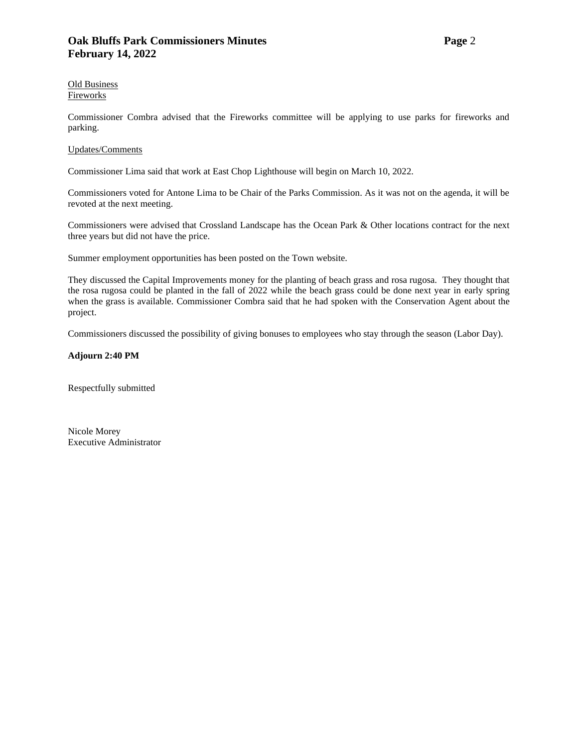Old Business

Fireworks

Commissioner Combra advised that the Fireworks committee will be applying to use parks for fireworks and parking.

Updates/Comments

Commissioner Lima said that work at East Chop Lighthouse will begin on March 10, 2022.

Commissioners voted for Antone Lima to be Chair of the Parks Commission. As it was not on the agenda, it will be revoted at the next meeting.

Commissioners were advised that Crossland Landscape has the Ocean Park & Other locations contract for the next three years but did not have the price.

Summer employment opportunities has been posted on the Town website.

They discussed the Capital Improvements money for the planting of beach grass and rosa rugosa. They thought that the rosa rugosa could be planted in the fall of 2022 while the beach grass could be done next year in early spring when the grass is available. Commissioner Combra said that he had spoken with the Conservation Agent about the project.

Commissioners discussed the possibility of giving bonuses to employees who stay through the season (Labor Day).

**Adjourn 2:40 PM**

Respectfully submitted

Nicole Morey
Executive Administrator